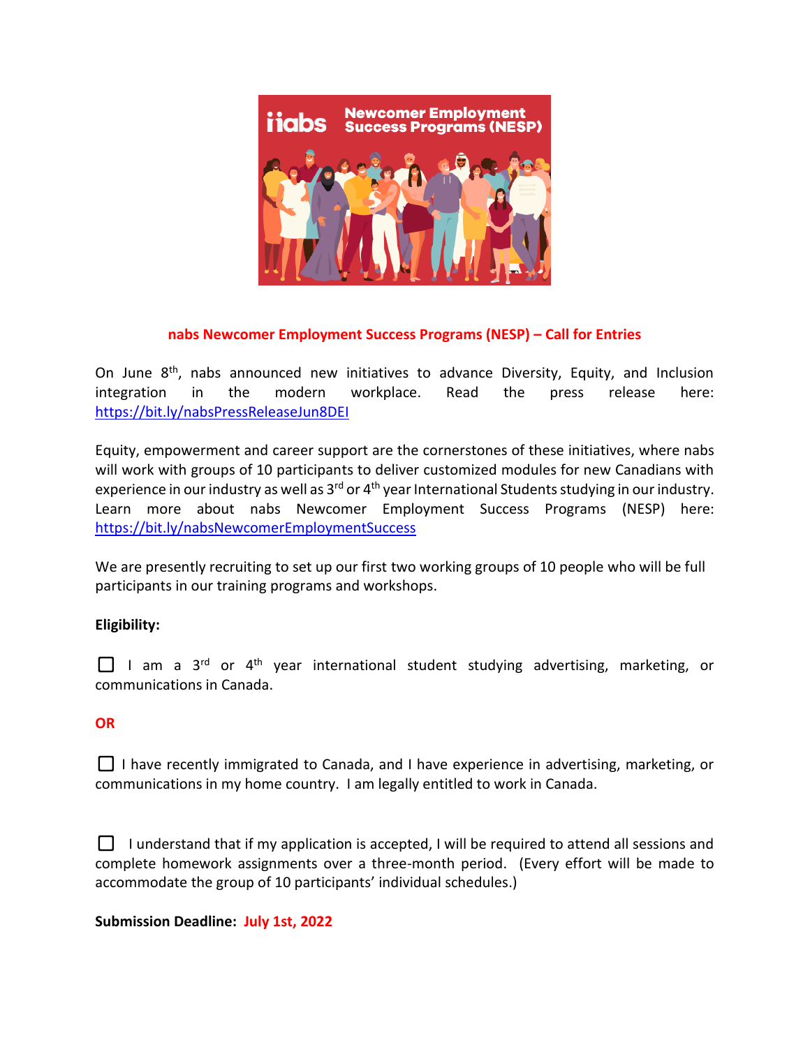## nabs Newcomer Employment Success Programs (NESP) – Call for Entries

On June 8th, nabs announced new initiatives to advance Diversity, Equity, and Inclusion integration in the modern workplace. Read the press release here: https://bit.ly/nabsPressReleaseJun8DEI

Equity, empowerment and career support are the cornerstones of these initiatives, where nabs will work with groups of 10 participants to deliver customized modules for new Canadians with experience in our industry as well as 3rd or 4th year International Students studying in our industry. Learn more about nabs Newcomer Employment Success Programs (NESP) here: https://bit.ly/nabsNewcomerEmploymentSuccess

We are presently recruiting to set up our first two working groups of 10 people who will be full participants in our training programs and workshops.

**Eligibility:**

☐ I am a 3rd or 4th year international student studying advertising, marketing, or communications in Canada.

**OR**

☐ I have recently immigrated to Canada, and I have experience in advertising, marketing, or communications in my home country. I am legally entitled to work in Canada.

☐ I understand that if my application is accepted, I will be required to attend all sessions and complete homework assignments over a three-month period. (Every effort will be made to accommodate the group of 10 participants' individual schedules.)

**Submission Deadline: July 1st, 2022**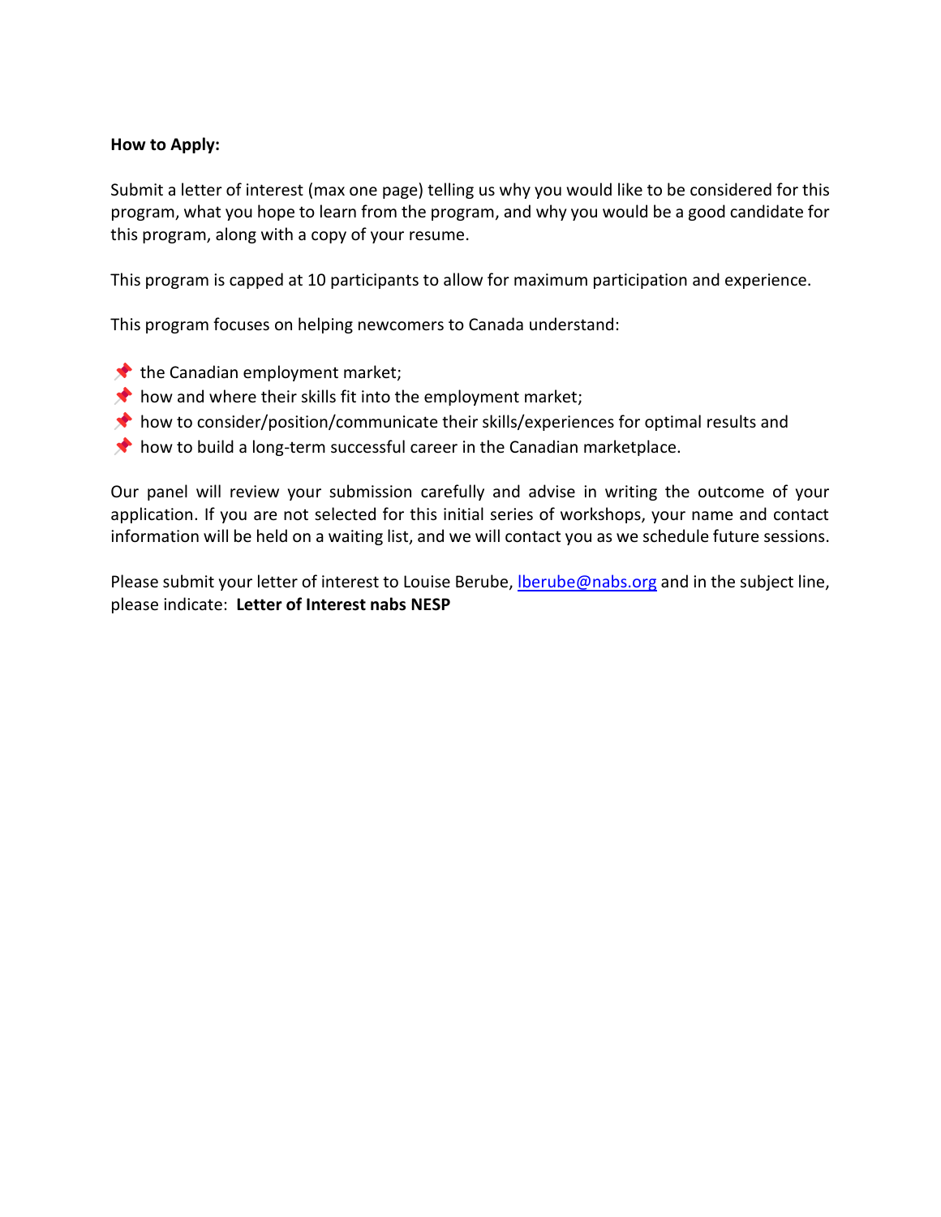**How to Apply:**

Submit a letter of interest (max one page) telling us why you would like to be considered for this program, what you hope to learn from the program, and why you would be a good candidate for this program, along with a copy of your resume.

This program is capped at 10 participants to allow for maximum participation and experience.

This program focuses on helping newcomers to Canada understand:

- 📌 the Canadian employment market;
- 📌 how and where their skills fit into the employment market;
- 📌 how to consider/position/communicate their skills/experiences for optimal results and
- 📌 how to build a long-term successful career in the Canadian marketplace.

Our panel will review your submission carefully and advise in writing the outcome of your application. If you are not selected for this initial series of workshops, your name and contact information will be held on a waiting list, and we will contact you as we schedule future sessions.

Please submit your letter of interest to Louise Berube, lberube@nabs.org and in the subject line, please indicate: **Letter of Interest nabs NESP**